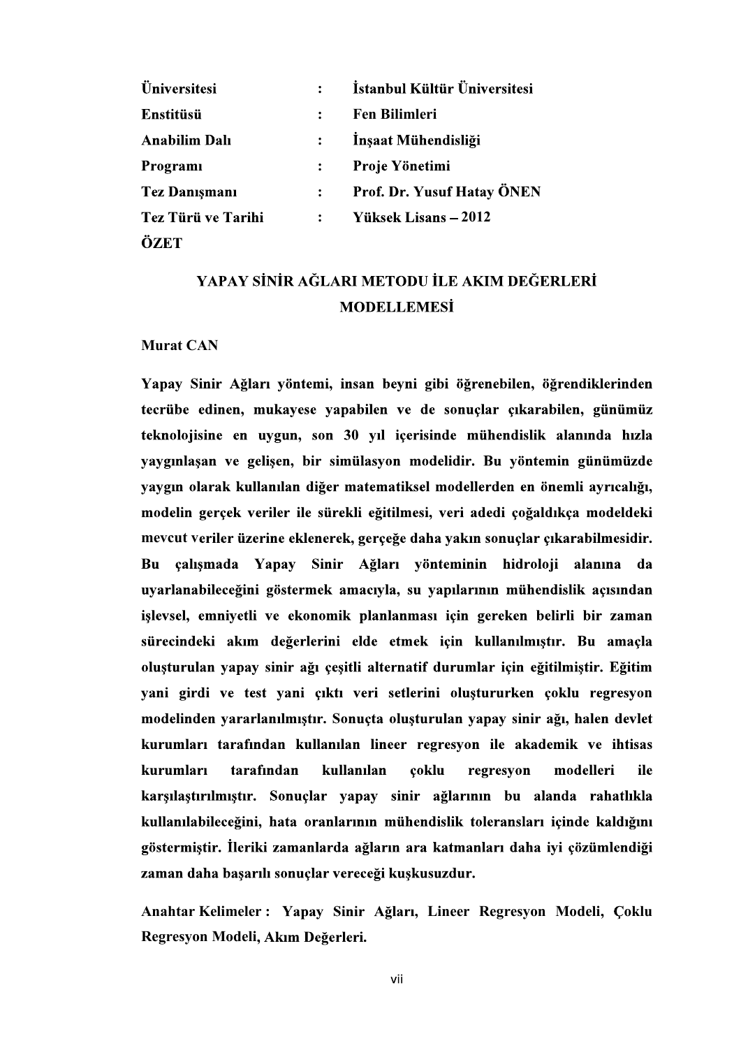| | | |
|---|---|---|
| **Üniversitesi** | **:** | **İstanbul Kültür Üniversitesi** |
| **Enstitüsü** | **:** | **Fen Bilimleri** |
| **Anabilim Dalı** | **:** | **İnşaat Mühendisliği** |
| **Programı** | **:** | **Proje Yönetimi** |
| **Tez Danışmanı** | **:** | **Prof. Dr. Yusuf Hatay ÖNEN** |
| **Tez Türü ve Tarihi** | **:** | **Yüksek Lisans – 2012** |

## ÖZET

### YAPAY SİNİR AĞLARI METODU İLE AKIM DEĞERLERİ MODELLEMESİ

**Murat CAN**

**Yapay Sinir Ağları yöntemi, insan beyni gibi öğrenebilen, öğrendiklerinden tecrübe edinen, mukayese yapabilen ve de sonuçlar çıkarabilen, günümüz teknolojisine en uygun, son 30 yıl içerisinde mühendislik alanında hızla yaygınlaşan ve gelişen, bir simülasyon modelidir. Bu yöntemin günümüzde yaygın olarak kullanılan diğer matematiksel modellerden en önemli ayrıcalığı, modelin gerçek veriler ile sürekli eğitilmesi, veri adedi çoğaldıkça modeldeki mevcut veriler üzerine eklenerek, gerçeğe daha yakın sonuçlar çıkarabilmesidir. Bu çalışmada Yapay Sinir Ağları yönteminin hidroloji alanına da uyarlanabileceğini göstermek amacıyla, su yapılarının mühendislik açısından işlevsel, emniyetli ve ekonomik planlanması için gereken belirli bir zaman sürecindeki akım değerlerini elde etmek için kullanılmıştır. Bu amaçla oluşturulan yapay sinir ağı çeşitli alternatif durumlar için eğitilmiştir. Eğitim yani girdi ve test yani çıktı veri setlerini oluştururken çoklu regresyon modelinden yararlanılmıştır. Sonuçta oluşturulan yapay sinir ağı, halen devlet kurumları tarafından kullanılan lineer regresyon ile akademik ve ihtisas kurumları tarafından kullanılan çoklu regresyon modelleri ile karşılaştırılmıştır. Sonuçlar yapay sinir ağlarının bu alanda rahatlıkla kullanılabileceğini, hata oranlarının mühendislik toleransları içinde kaldığını göstermiştir. İleriki zamanlarda ağların ara katmanları daha iyi çözümlendiği zaman daha başarılı sonuçlar vereceği kuşkusuzdur.**

**Anahtar Kelimeler : Yapay Sinir Ağları, Lineer Regresyon Modeli, Çoklu Regresyon Modeli, Akım Değerleri.**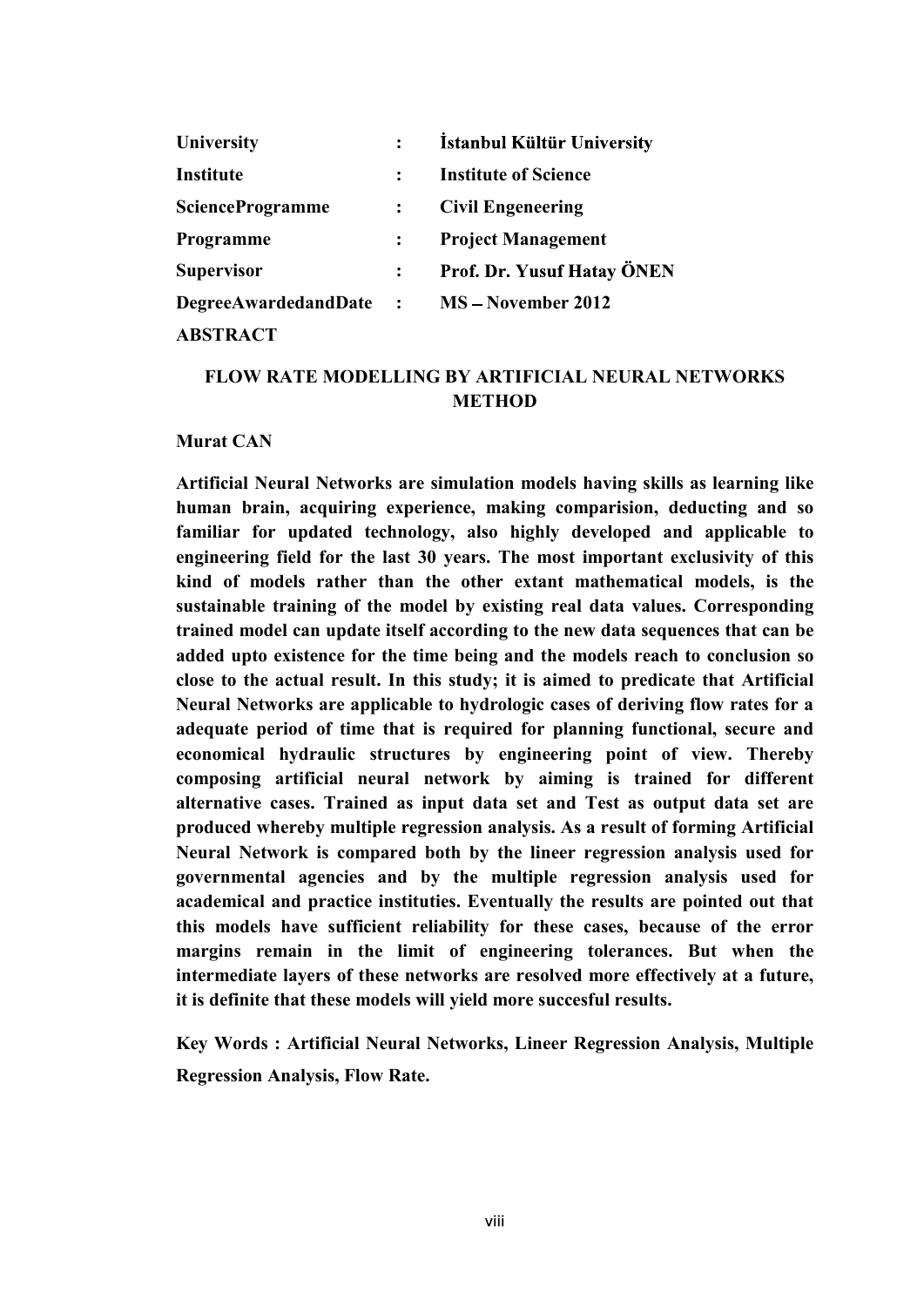| | | |
|---|---|---|
| **University** | **:** | **İstanbul Kültür University** |
| **Institute** | **:** | **Institute of Science** |
| **ScienceProgramme** | **:** | **Civil Engeneering** |
| **Programme** | **:** | **Project Management** |
| **Supervisor** | **:** | **Prof. Dr. Yusuf Hatay ÖNEN** |
| **DegreeAwardedandDate** | **:** | **MS – November 2012** |

**ABSTRACT**

## FLOW RATE MODELLING BY ARTIFICIAL NEURAL NETWORKS METHOD

**Murat CAN**

**Artificial Neural Networks are simulation models having skills as learning like human brain, acquiring experience, making comparision, deducting and so familiar for updated technology, also highly developed and applicable to engineering field for the last 30 years. The most important exclusivity of this kind of models rather than the other extant mathematical models, is the sustainable training of the model by existing real data values. Corresponding trained model can update itself according to the new data sequences that can be added upto existence for the time being and the models reach to conclusion so close to the actual result. In this study; it is aimed to predicate that Artificial Neural Networks are applicable to hydrologic cases of deriving flow rates for a adequate period of time that is required for planning functional, secure and economical hydraulic structures by engineering point of view. Thereby composing artificial neural network by aiming is trained for different alternative cases. Trained as input data set and Test as output data set are produced whereby multiple regression analysis. As a result of forming Artificial Neural Network is compared both by the lineer regression analysis used for governmental agencies and by the multiple regression analysis used for academical and practice instituties. Eventually the results are pointed out that this models have sufficient reliability for these cases, because of the error margins remain in the limit of engineering tolerances. But when the intermediate layers of these networks are resolved more effectively at a future, it is definite that these models will yield more succesful results.**

**Key Words : Artificial Neural Networks, Lineer Regression Analysis, Multiple Regression Analysis, Flow Rate.**